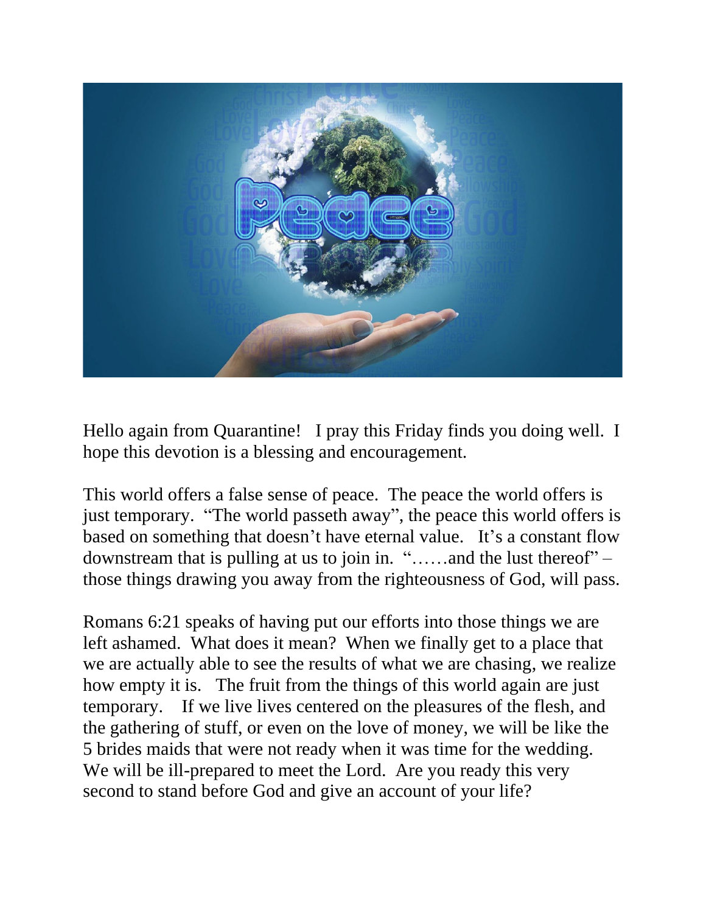Hello again from Quarantine! I pray this Friday finds you doing well. I hope this devotion is a blessing and encouragement.

This world offers a false sense of peace. The peace the world offers is just temporary. "The world passeth away", the peace this world offers is based on something that doesn't have eternal value. It's a constant flow downstream that is pulling at us to join in. "……and the lust thereof" – those things drawing you away from the righteousness of God, will pass.

Romans 6:21 speaks of having put our efforts into those things we are left ashamed. What does it mean? When we finally get to a place that we are actually able to see the results of what we are chasing, we realize how empty it is. The fruit from the things of this world again are just temporary. If we live lives centered on the pleasures of the flesh, and the gathering of stuff, or even on the love of money, we will be like the 5 brides maids that were not ready when it was time for the wedding. We will be ill-prepared to meet the Lord. Are you ready this very second to stand before God and give an account of your life?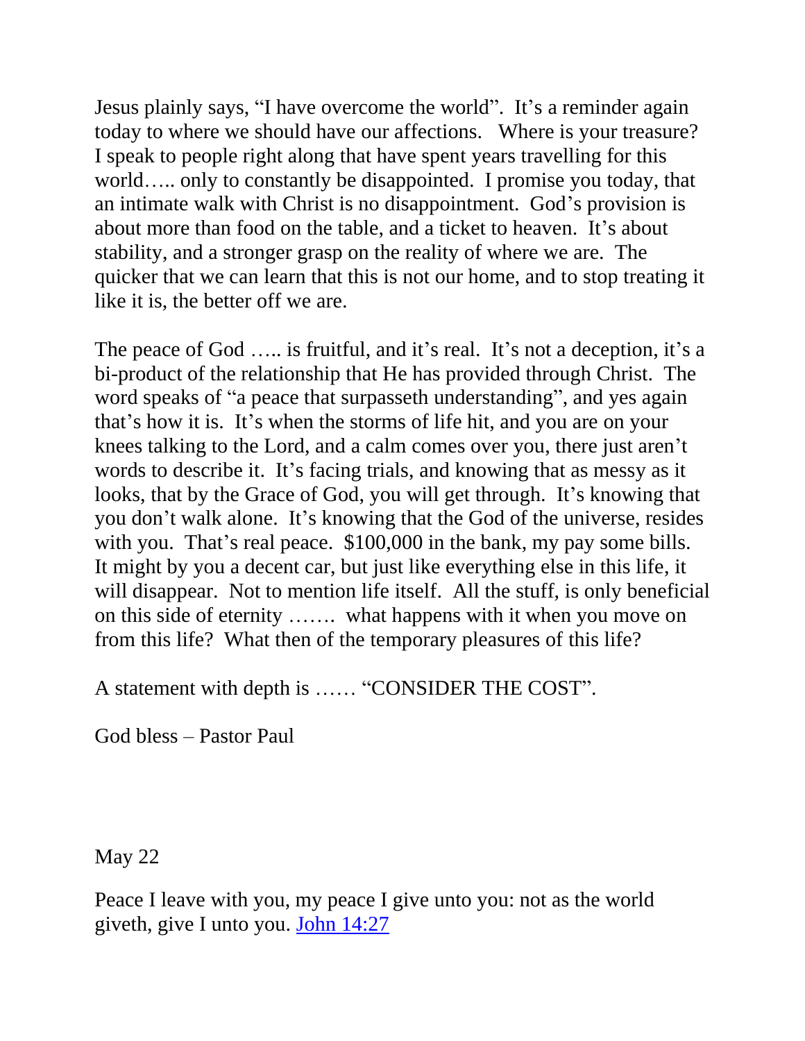Jesus plainly says, "I have overcome the world". It's a reminder again today to where we should have our affections. Where is your treasure? I speak to people right along that have spent years travelling for this world….. only to constantly be disappointed. I promise you today, that an intimate walk with Christ is no disappointment. God's provision is about more than food on the table, and a ticket to heaven. It's about stability, and a stronger grasp on the reality of where we are. The quicker that we can learn that this is not our home, and to stop treating it like it is, the better off we are.

The peace of God ….. is fruitful, and it's real. It's not a deception, it's a bi-product of the relationship that He has provided through Christ. The word speaks of "a peace that surpasseth understanding", and yes again that's how it is. It's when the storms of life hit, and you are on your knees talking to the Lord, and a calm comes over you, there just aren't words to describe it. It's facing trials, and knowing that as messy as it looks, that by the Grace of God, you will get through. It's knowing that you don't walk alone. It's knowing that the God of the universe, resides with you. That's real peace. $100,000 in the bank, my pay some bills. It might by you a decent car, but just like everything else in this life, it will disappear. Not to mention life itself. All the stuff, is only beneficial on this side of eternity ……. what happens with it when you move on from this life? What then of the temporary pleasures of this life?

A statement with depth is …… "CONSIDER THE COST".

God bless – Pastor Paul

May 22

Peace I leave with you, my peace I give unto you: not as the world giveth, give I unto you. [John 14:27]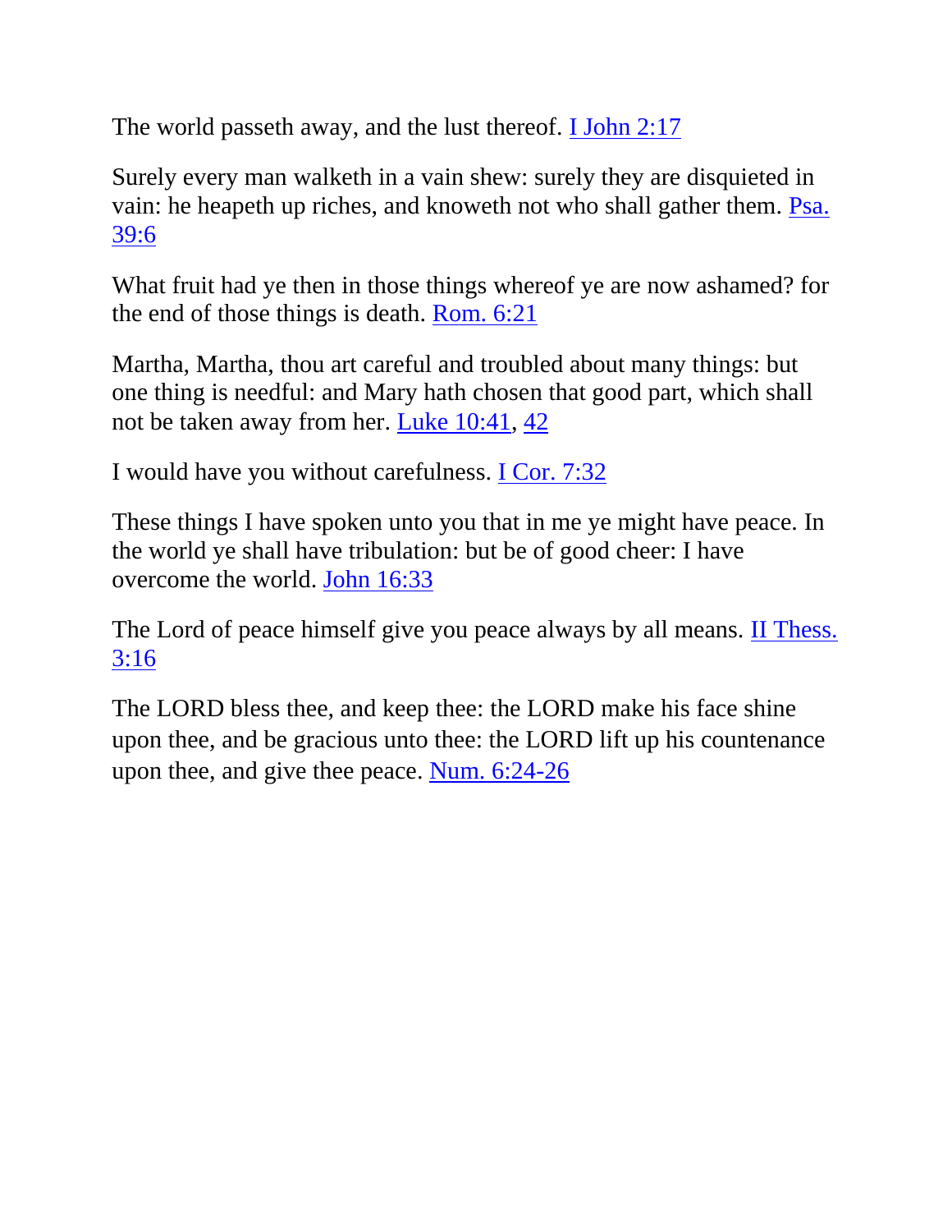The world passeth away, and the lust thereof. I John 2:17

Surely every man walketh in a vain shew: surely they are disquieted in vain: he heapeth up riches, and knoweth not who shall gather them. Psa. 39:6

What fruit had ye then in those things whereof ye are now ashamed? for the end of those things is death. Rom. 6:21

Martha, Martha, thou art careful and troubled about many things: but one thing is needful: and Mary hath chosen that good part, which shall not be taken away from her. Luke 10:41, 42

I would have you without carefulness. I Cor. 7:32

These things I have spoken unto you that in me ye might have peace. In the world ye shall have tribulation: but be of good cheer: I have overcome the world. John 16:33

The Lord of peace himself give you peace always by all means. II Thess. 3:16

The LORD bless thee, and keep thee: the LORD make his face shine upon thee, and be gracious unto thee: the LORD lift up his countenance upon thee, and give thee peace. Num. 6:24-26